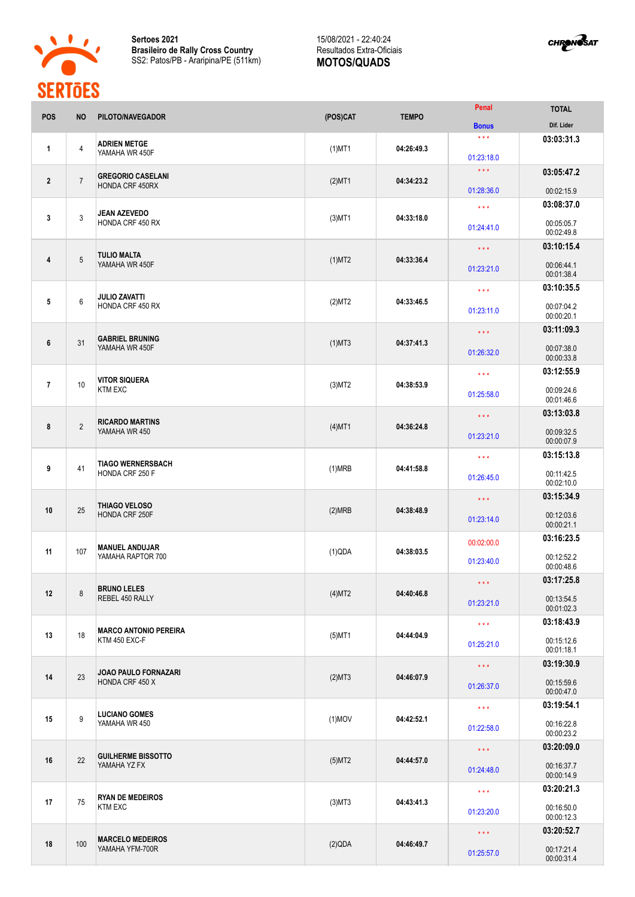**Sertoes 2021**
**Brasileiro de Rally Cross Country**
SS2: Patos/PB - Araripina/PE (511km)

15/08/2021 - 22:40:24
Resultados Extra-Oficiais
**MOTOS/QUADS**

| POS | NO | PILOTO/NAVEGADOR | (POS)CAT | TEMPO | Penal / Bonus | TOTAL / Dif. Lider |
|---|---|---|---|---|---|---|
| 1 | 4 | **ADRIEN METGE** YAMAHA WR 450F | (1)MT1 | 04:26:49.3 | \*\*\* 01:23:18.0 | **03:03:31.3** |
| 2 | 7 | **GREGORIO CASELANI** HONDA CRF 450RX | (2)MT1 | 04:34:23.2 | \*\*\* 01:28:36.0 | **03:05:47.2** 00:02:15.9 |
| 3 | 3 | **JEAN AZEVEDO** HONDA CRF 450 RX | (3)MT1 | 04:33:18.0 | \*\*\* 01:24:41.0 | **03:08:37.0** 00:05:05.7 00:02:49.8 |
| 4 | 5 | **TULIO MALTA** YAMAHA WR 450F | (1)MT2 | 04:33:36.4 | \*\*\* 01:23:21.0 | **03:10:15.4** 00:06:44.1 00:01:38.4 |
| 5 | 6 | **JULIO ZAVATTI** HONDA CRF 450 RX | (2)MT2 | 04:33:46.5 | \*\*\* 01:23:11.0 | **03:10:35.5** 00:07:04.2 00:00:20.1 |
| 6 | 31 | **GABRIEL BRUNING** YAMAHA WR 450F | (1)MT3 | 04:37:41.3 | \*\*\* 01:26:32.0 | **03:11:09.3** 00:07:38.0 00:00:33.8 |
| 7 | 10 | **VITOR SIQUERA** KTM EXC | (3)MT2 | 04:38:53.9 | \*\*\* 01:25:58.0 | **03:12:55.9** 00:09:24.6 00:01:46.6 |
| 8 | 2 | **RICARDO MARTINS** YAMAHA WR 450 | (4)MT1 | 04:36:24.8 | \*\*\* 01:23:21.0 | **03:13:03.8** 00:09:32.5 00:00:07.9 |
| 9 | 41 | **TIAGO WERNERSBACH** HONDA CRF 250 F | (1)MRB | 04:41:58.8 | \*\*\* 01:26:45.0 | **03:15:13.8** 00:11:42.5 00:02:10.0 |
| 10 | 25 | **THIAGO VELOSO** HONDA CRF 250F | (2)MRB | 04:38:48.9 | \*\*\* 01:23:14.0 | **03:15:34.9** 00:12:03.6 00:00:21.1 |
| 11 | 107 | **MANUEL ANDUJAR** YAMAHA RAPTOR 700 | (1)QDA | 04:38:03.5 | 00:02:00.0 01:23:40.0 | **03:16:23.5** 00:12:52.2 00:00:48.6 |
| 12 | 8 | **BRUNO LELES** REBEL 450 RALLY | (4)MT2 | 04:40:46.8 | \*\*\* 01:23:21.0 | **03:17:25.8** 00:13:54.5 00:01:02.3 |
| 13 | 18 | **MARCO ANTONIO PEREIRA** KTM 450 EXC-F | (5)MT1 | 04:44:04.9 | \*\*\* 01:25:21.0 | **03:18:43.9** 00:15:12.6 00:01:18.1 |
| 14 | 23 | **JOAO PAULO FORNAZARI** HONDA CRF 450 X | (2)MT3 | 04:46:07.9 | \*\*\* 01:26:37.0 | **03:19:30.9** 00:15:59.6 00:00:47.0 |
| 15 | 9 | **LUCIANO GOMES** YAMAHA WR 450 | (1)MOV | 04:42:52.1 | \*\*\* 01:22:58.0 | **03:19:54.1** 00:16:22.8 00:00:23.2 |
| 16 | 22 | **GUILHERME BISSOTTO** YAMAHA YZ FX | (5)MT2 | 04:44:57.0 | \*\*\* 01:24:48.0 | **03:20:09.0** 00:16:37.7 00:00:14.9 |
| 17 | 75 | **RYAN DE MEDEIROS** KTM EXC | (3)MT3 | 04:43:41.3 | \*\*\* 01:23:20.0 | **03:20:21.3** 00:16:50.0 00:00:12.3 |
| 18 | 100 | **MARCELO MEDEIROS** YAMAHA YFM-700R | (2)QDA | 04:46:49.7 | \*\*\* 01:25:57.0 | **03:20:52.7** 00:17:21.4 00:00:31.4 |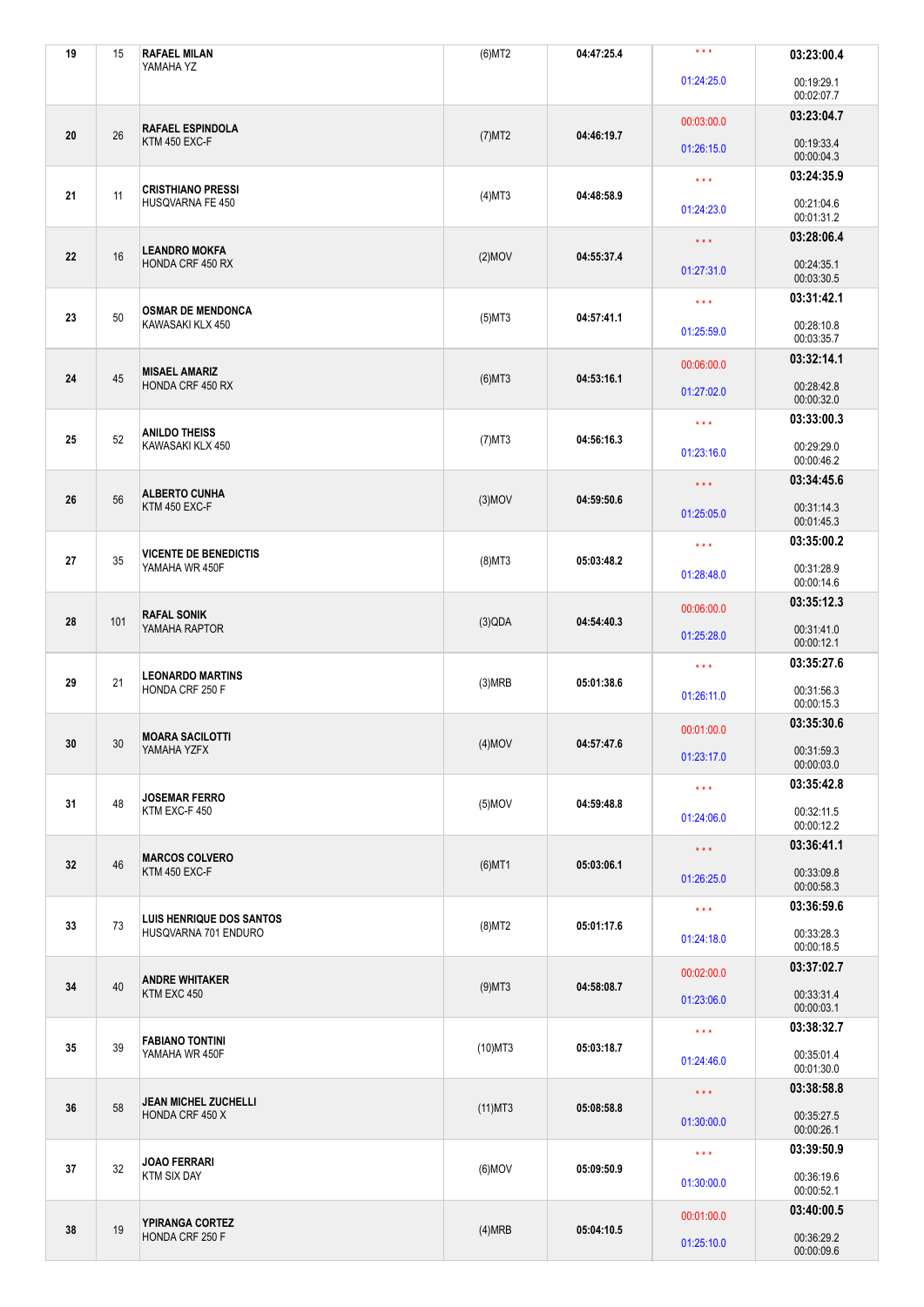| | | | | | | |
|---|---|---|---|---|---|---|
| 19 | 15 | **RAFAEL MILAN** YAMAHA YZ | (6)MT2 | 04:47:25.4 | \* \* \* 01:24:25.0 | **03:23:00.4** 00:19:29.1 00:02:07.7 |
| 20 | 26 | **RAFAEL ESPINDOLA** KTM 450 EXC-F | (7)MT2 | 04:46:19.7 | 00:03:00.0 01:26:15.0 | **03:23:04.7** 00:19:33.4 00:00:04.3 |
| 21 | 11 | **CRISTHIANO PRESSI** HUSQVARNA FE 450 | (4)MT3 | 04:48:58.9 | \* \* \* 01:24:23.0 | **03:24:35.9** 00:21:04.6 00:01:31.2 |
| 22 | 16 | **LEANDRO MOKFA** HONDA CRF 450 RX | (2)MOV | 04:55:37.4 | \* \* \* 01:27:31.0 | **03:28:06.4** 00:24:35.1 00:03:30.5 |
| 23 | 50 | **OSMAR DE MENDONCA** KAWASAKI KLX 450 | (5)MT3 | 04:57:41.1 | \* \* \* 01:25:59.0 | **03:31:42.1** 00:28:10.8 00:03:35.7 |
| 24 | 45 | **MISAEL AMARIZ** HONDA CRF 450 RX | (6)MT3 | 04:53:16.1 | 00:06:00.0 01:27:02.0 | **03:32:14.1** 00:28:42.8 00:00:32.0 |
| 25 | 52 | **ANILDO THEISS** KAWASAKI KLX 450 | (7)MT3 | 04:56:16.3 | \* \* \* 01:23:16.0 | **03:33:00.3** 00:29:29.0 00:00:46.2 |
| 26 | 56 | **ALBERTO CUNHA** KTM 450 EXC-F | (3)MOV | 04:59:50.6 | \* \* \* 01:25:05.0 | **03:34:45.6** 00:31:14.3 00:01:45.3 |
| 27 | 35 | **VICENTE DE BENEDICTIS** YAMAHA WR 450F | (8)MT3 | 05:03:48.2 | \* \* \* 01:28:48.0 | **03:35:00.2** 00:31:28.9 00:00:14.6 |
| 28 | 101 | **RAFAL SONIK** YAMAHA RAPTOR | (3)QDA | 04:54:40.3 | 00:06:00.0 01:25:28.0 | **03:35:12.3** 00:31:41.0 00:00:12.1 |
| 29 | 21 | **LEONARDO MARTINS** HONDA CRF 250 F | (3)MRB | 05:01:38.6 | \* \* \* 01:26:11.0 | **03:35:27.6** 00:31:56.3 00:00:15.3 |
| 30 | 30 | **MOARA SACILOTTI** YAMAHA YZFX | (4)MOV | 04:57:47.6 | 00:01:00.0 01:23:17.0 | **03:35:30.6** 00:31:59.3 00:00:03.0 |
| 31 | 48 | **JOSEMAR FERRO** KTM EXC-F 450 | (5)MOV | 04:59:48.8 | \* \* \* 01:24:06.0 | **03:35:42.8** 00:32:11.5 00:00:12.2 |
| 32 | 46 | **MARCOS COLVERO** KTM 450 EXC-F | (6)MT1 | 05:03:06.1 | \* \* \* 01:26:25.0 | **03:36:41.1** 00:33:09.8 00:00:58.3 |
| 33 | 73 | **LUIS HENRIQUE DOS SANTOS** HUSQVARNA 701 ENDURO | (8)MT2 | 05:01:17.6 | \* \* \* 01:24:18.0 | **03:36:59.6** 00:33:28.3 00:00:18.5 |
| 34 | 40 | **ANDRE WHITAKER** KTM EXC 450 | (9)MT3 | 04:58:08.7 | 00:02:00.0 01:23:06.0 | **03:37:02.7** 00:33:31.4 00:00:03.1 |
| 35 | 39 | **FABIANO TONTINI** YAMAHA WR 450F | (10)MT3 | 05:03:18.7 | \* \* \* 01:24:46.0 | **03:38:32.7** 00:35:01.4 00:01:30.0 |
| 36 | 58 | **JEAN MICHEL ZUCHELLI** HONDA CRF 450 X | (11)MT3 | 05:08:58.8 | \* \* \* 01:30:00.0 | **03:38:58.8** 00:35:27.5 00:00:26.1 |
| 37 | 32 | **JOAO FERRARI** KTM SIX DAY | (6)MOV | 05:09:50.9 | \* \* \* 01:30:00.0 | **03:39:50.9** 00:36:19.6 00:00:52.1 |
| 38 | 19 | **YPIRANGA CORTEZ** HONDA CRF 250 F | (4)MRB | 05:04:10.5 | 00:01:00.0 01:25:10.0 | **03:40:00.5** 00:36:29.2 00:00:09.6 |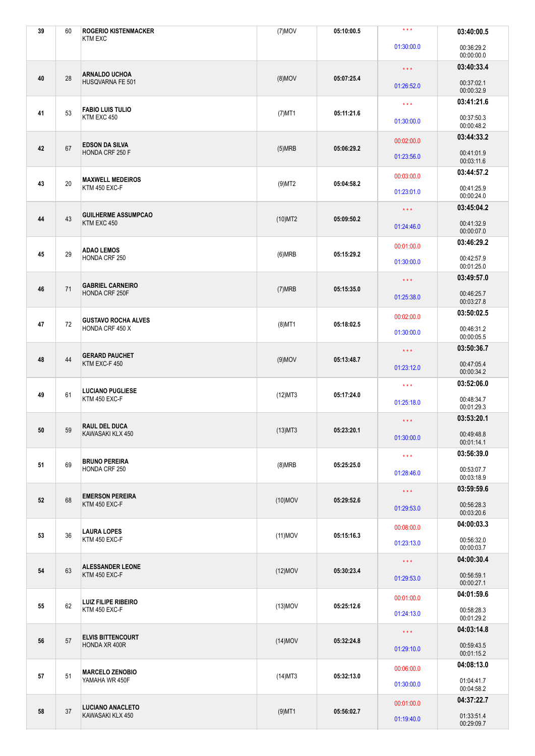| | | | | | | |
|---|---|---|---|---|---|---|
| 39 | 60 | **ROGERIO KISTENMACKER**<br>KTM EXC | (7)MOV | 05:10:00.5 | \* \* \*<br>01:30:00.0 | **03:40:00.5**<br>00:36:29.2<br>00:00:00.0 |
| 40 | 28 | **ARNALDO UCHOA**<br>HUSQVARNA FE 501 | (8)MOV | 05:07:25.4 | \* \* \*<br>01:26:52.0 | **03:40:33.4**<br>00:37:02.1<br>00:00:32.9 |
| 41 | 53 | **FABIO LUIS TULIO**<br>KTM EXC 450 | (7)MT1 | 05:11:21.6 | \* \* \*<br>01:30:00.0 | **03:41:21.6**<br>00:37:50.3<br>00:00:48.2 |
| 42 | 67 | **EDSON DA SILVA**<br>HONDA CRF 250 F | (5)MRB | 05:06:29.2 | 00:02:00.0<br>01:23:56.0 | **03:44:33.2**<br>00:41:01.9<br>00:03:11.6 |
| 43 | 20 | **MAXWELL MEDEIROS**<br>KTM 450 EXC-F | (9)MT2 | 05:04:58.2 | 00:03:00.0<br>01:23:01.0 | **03:44:57.2**<br>00:41:25.9<br>00:00:24.0 |
| 44 | 43 | **GUILHERME ASSUMPCAO**<br>KTM EXC 450 | (10)MT2 | 05:09:50.2 | \* \* \*<br>01:24:46.0 | **03:45:04.2**<br>00:41:32.9<br>00:00:07.0 |
| 45 | 29 | **ADAO LEMOS**<br>HONDA CRF 250 | (6)MRB | 05:15:29.2 | 00:01:00.0<br>01:30:00.0 | **03:46:29.2**<br>00:42:57.9<br>00:01:25.0 |
| 46 | 71 | **GABRIEL CARNEIRO**<br>HONDA CRF 250F | (7)MRB | 05:15:35.0 | \* \* \*<br>01:25:38.0 | **03:49:57.0**<br>00:46:25.7<br>00:03:27.8 |
| 47 | 72 | **GUSTAVO ROCHA ALVES**<br>HONDA CRF 450 X | (8)MT1 | 05:18:02.5 | 00:02:00.0<br>01:30:00.0 | **03:50:02.5**<br>00:46:31.2<br>00:00:05.5 |
| 48 | 44 | **GERARD PAUCHET**<br>KTM EXC-F 450 | (9)MOV | 05:13:48.7 | \* \* \*<br>01:23:12.0 | **03:50:36.7**<br>00:47:05.4<br>00:00:34.2 |
| 49 | 61 | **LUCIANO PUGLIESE**<br>KTM 450 EXC-F | (12)MT3 | 05:17:24.0 | \* \* \*<br>01:25:18.0 | **03:52:06.0**<br>00:48:34.7<br>00:01:29.3 |
| 50 | 59 | **RAUL DEL DUCA**<br>KAWASAKI KLX 450 | (13)MT3 | 05:23:20.1 | \* \* \*<br>01:30:00.0 | **03:53:20.1**<br>00:49:48.8<br>00:01:14.1 |
| 51 | 69 | **BRUNO PEREIRA**<br>HONDA CRF 250 | (8)MRB | 05:25:25.0 | \* \* \*<br>01:28:46.0 | **03:56:39.0**<br>00:53:07.7<br>00:03:18.9 |
| 52 | 68 | **EMERSON PEREIRA**<br>KTM 450 EXC-F | (10)MOV | 05:29:52.6 | \* \* \*<br>01:29:53.0 | **03:59:59.6**<br>00:56:28.3<br>00:03:20.6 |
| 53 | 36 | **LAURA LOPES**<br>KTM 450 EXC-F | (11)MOV | 05:15:16.3 | 00:08:00.0<br>01:23:13.0 | **04:00:03.3**<br>00:56:32.0<br>00:00:03.7 |
| 54 | 63 | **ALESSANDER LEONE**<br>KTM 450 EXC-F | (12)MOV | 05:30:23.4 | \* \* \*<br>01:29:53.0 | **04:00:30.4**<br>00:56:59.1<br>00:00:27.1 |
| 55 | 62 | **LUIZ FILIPE RIBEIRO**<br>KTM 450 EXC-F | (13)MOV | 05:25:12.6 | 00:01:00.0<br>01:24:13.0 | **04:01:59.6**<br>00:58:28.3<br>00:01:29.2 |
| 56 | 57 | **ELVIS BITTENCOURT**<br>HONDA XR 400R | (14)MOV | 05:32:24.8 | \* \* \*<br>01:29:10.0 | **04:03:14.8**<br>00:59:43.5<br>00:01:15.2 |
| 57 | 51 | **MARCELO ZENOBIO**<br>YAMAHA WR 450F | (14)MT3 | 05:32:13.0 | 00:06:00.0<br>01:30:00.0 | **04:08:13.0**<br>01:04:41.7<br>00:04:58.2 |
| 58 | 37 | **LUCIANO ANACLETO**<br>KAWASAKI KLX 450 | (9)MT1 | 05:56:02.7 | 00:01:00.0<br>01:19:40.0 | **04:37:22.7**<br>01:33:51.4<br>00:29:09.7 |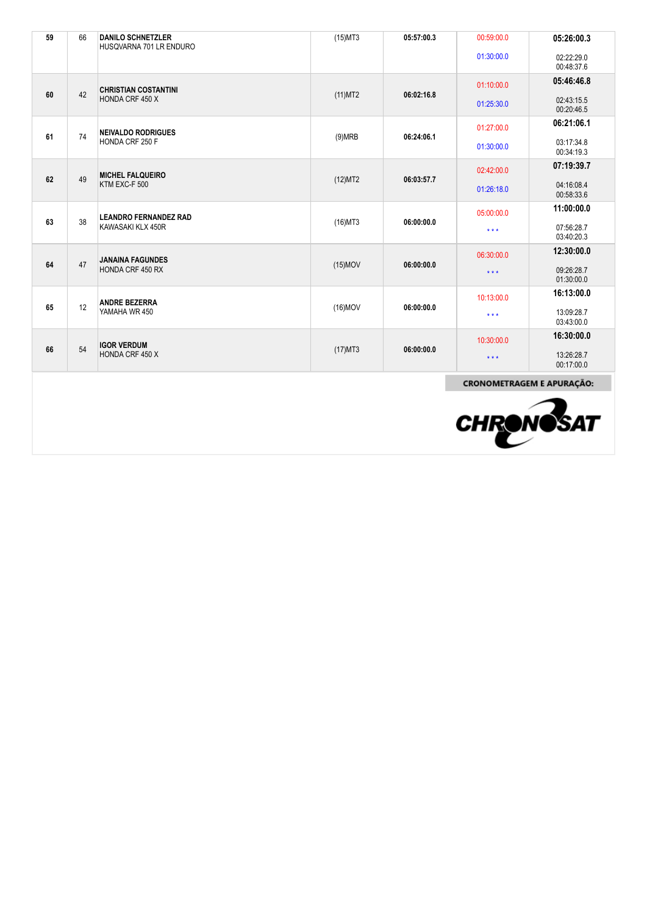| | | | | | | |
|---|---|---|---|---|---|---|
| 59 | 66 | **DANILO SCHNETZLER**<br>HUSQVARNA 701 LR ENDURO | (15)MT3 | **05:57:00.3** | 00:59:00.0<br>01:30:00.0 | **05:26:00.3**<br>02:22:29.0<br>00:48:37.6 |
| 60 | 42 | **CHRISTIAN COSTANTINI**<br>HONDA CRF 450 X | (11)MT2 | **06:02:16.8** | 01:10:00.0<br>01:25:30.0 | **05:46:46.8**<br>02:43:15.5<br>00:20:46.5 |
| 61 | 74 | **NEIVALDO RODRIGUES**<br>HONDA CRF 250 F | (9)MRB | **06:24:06.1** | 01:27:00.0<br>01:30:00.0 | **06:21:06.1**<br>03:17:34.8<br>00:34:19.3 |
| 62 | 49 | **MICHEL FALQUEIRO**<br>KTM EXC-F 500 | (12)MT2 | **06:03:57.7** | 02:42:00.0<br>01:26:18.0 | **07:19:39.7**<br>04:16:08.4<br>00:58:33.6 |
| 63 | 38 | **LEANDRO FERNANDEZ RAD**<br>KAWASAKI KLX 450R | (16)MT3 | **06:00:00.0** | 05:00:00.0<br>*** | **11:00:00.0**<br>07:56:28.7<br>03:40:20.3 |
| 64 | 47 | **JANAINA FAGUNDES**<br>HONDA CRF 450 RX | (15)MOV | **06:00:00.0** | 06:30:00.0<br>*** | **12:30:00.0**<br>09:26:28.7<br>01:30:00.0 |
| 65 | 12 | **ANDRE BEZERRA**<br>YAMAHA WR 450 | (16)MOV | **06:00:00.0** | 10:13:00.0<br>*** | **16:13:00.0**<br>13:09:28.7<br>03:43:00.0 |
| 66 | 54 | **IGOR VERDUM**<br>HONDA CRF 450 X | (17)MT3 | **06:00:00.0** | 10:30:00.0<br>*** | **16:30:00.0**<br>13:26:28.7<br>00:17:00.0 |

**CRONOMETRAGEM E APURAÇÃO:**

CHRONOSAT